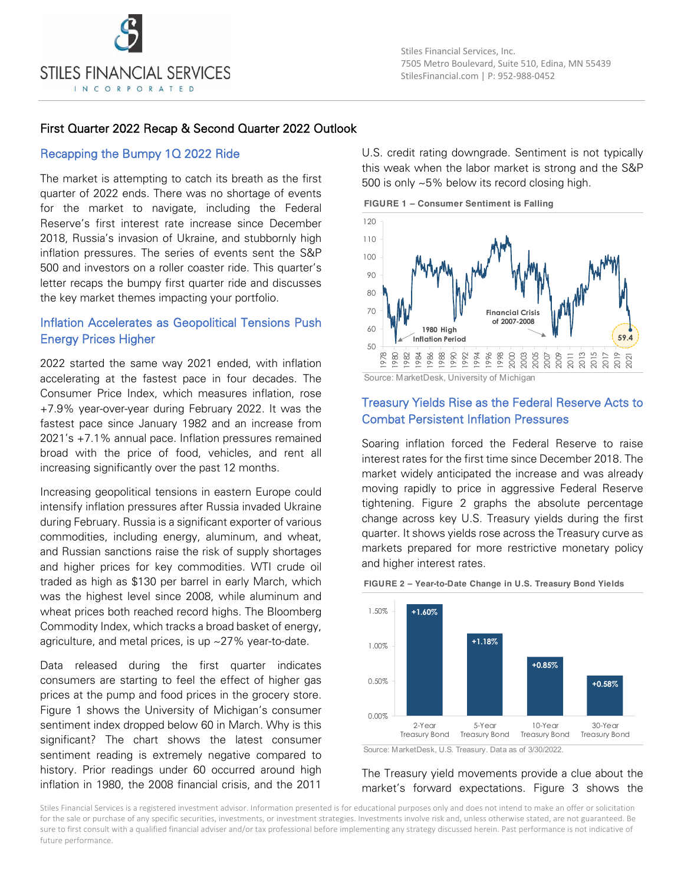# STILES FINANCIAL SERVICES INCORPORATED

Stiles Financial Services, Inc.
7505 Metro Boulevard, Suite 510, Edina, MN 55439
StilesFinancial.com | P: 952-988-0452

## First Quarter 2022 Recap & Second Quarter 2022 Outlook

### Recapping the Bumpy 1Q 2022 Ride

The market is attempting to catch its breath as the first quarter of 2022 ends. There was no shortage of events for the market to navigate, including the Federal Reserve's first interest rate increase since December 2018, Russia's invasion of Ukraine, and stubbornly high inflation pressures. The series of events sent the S&P 500 and investors on a roller coaster ride. This quarter's letter recaps the bumpy first quarter ride and discusses the key market themes impacting your portfolio.

### Inflation Accelerates as Geopolitical Tensions Push Energy Prices Higher

2022 started the same way 2021 ended, with inflation accelerating at the fastest pace in four decades. The Consumer Price Index, which measures inflation, rose +7.9% year-over-year during February 2022. It was the fastest pace since January 1982 and an increase from 2021's +7.1% annual pace. Inflation pressures remained broad with the price of food, vehicles, and rent all increasing significantly over the past 12 months.

Increasing geopolitical tensions in eastern Europe could intensify inflation pressures after Russia invaded Ukraine during February. Russia is a significant exporter of various commodities, including energy, aluminum, and wheat, and Russian sanctions raise the risk of supply shortages and higher prices for key commodities. WTI crude oil traded as high as $130 per barrel in early March, which was the highest level since 2008, while aluminum and wheat prices both reached record highs. The Bloomberg Commodity Index, which tracks a broad basket of energy, agriculture, and metal prices, is up ~27% year-to-date.

Data released during the first quarter indicates consumers are starting to feel the effect of higher gas prices at the pump and food prices in the grocery store. Figure 1 shows the University of Michigan's consumer sentiment index dropped below 60 in March. Why is this significant? The chart shows the latest consumer sentiment reading is extremely negative compared to history. Prior readings under 60 occurred around high inflation in 1980, the 2008 financial crisis, and the 2011 U.S. credit rating downgrade. Sentiment is not typically this weak when the labor market is strong and the S&P 500 is only ~5% below its record closing high.

**FIGURE 1 – Consumer Sentiment is Falling**

Source: MarketDesk, University of Michigan

### Treasury Yields Rise as the Federal Reserve Acts to Combat Persistent Inflation Pressures

Soaring inflation forced the Federal Reserve to raise interest rates for the first time since December 2018. The market widely anticipated the increase and was already moving rapidly to price in aggressive Federal Reserve tightening. Figure 2 graphs the absolute percentage change across key U.S. Treasury yields during the first quarter. It shows yields rose across the Treasury curve as markets prepared for more restrictive monetary policy and higher interest rates.

**FIGURE 2 – Year-to-Date Change in U.S. Treasury Bond Yields**

| 2-Year Treasury Bond | 5-Year Treasury Bond | 10-Year Treasury Bond | 30-Year Treasury Bond |
|---|---|---|---|
| +1.60% | +1.18% | +0.85% | +0.58% |

Source: MarketDesk, U.S. Treasury. Data as of 3/30/2022.

The Treasury yield movements provide a clue about the market's forward expectations. Figure 3 shows the

Stiles Financial Services is a registered investment advisor. Information presented is for educational purposes only and does not intend to make an offer or solicitation for the sale or purchase of any specific securities, investments, or investment strategies. Investments involve risk and, unless otherwise stated, are not guaranteed. Be sure to first consult with a qualified financial adviser and/or tax professional before implementing any strategy discussed herein. Past performance is not indicative of future performance.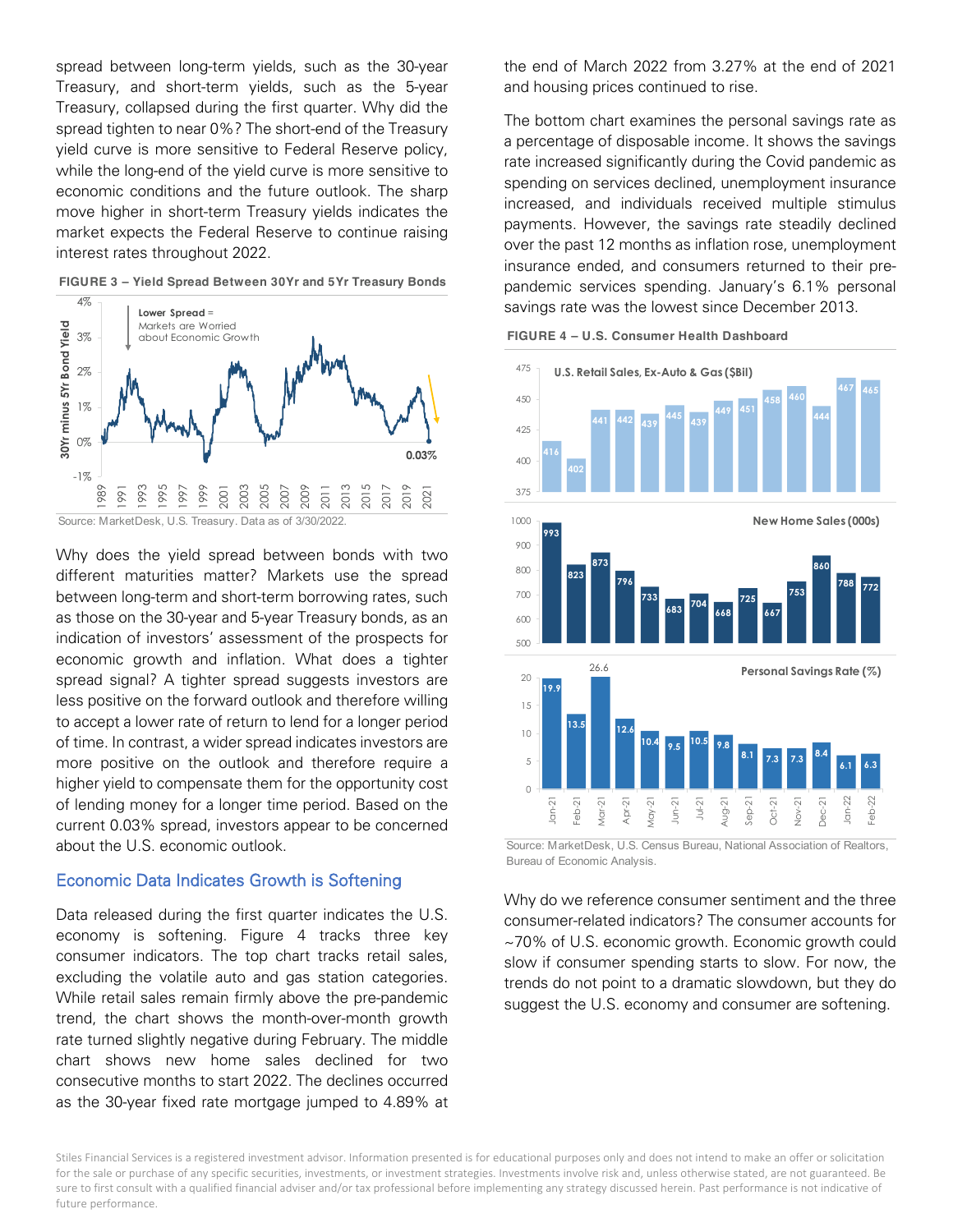spread between long-term yields, such as the 30-year Treasury, and short-term yields, such as the 5-year Treasury, collapsed during the first quarter. Why did the spread tighten to near 0%? The short-end of the Treasury yield curve is more sensitive to Federal Reserve policy, while the long-end of the yield curve is more sensitive to economic conditions and the future outlook. The sharp move higher in short-term Treasury yields indicates the market expects the Federal Reserve to continue raising interest rates throughout 2022.

**FIGURE 3 – Yield Spread Between 30Yr and 5Yr Treasury Bonds**

Source: MarketDesk, U.S. Treasury. Data as of 3/30/2022.

Why does the yield spread between bonds with two different maturities matter? Markets use the spread between long-term and short-term borrowing rates, such as those on the 30-year and 5-year Treasury bonds, as an indication of investors' assessment of the prospects for economic growth and inflation. What does a tighter spread signal? A tighter spread suggests investors are less positive on the forward outlook and therefore willing to accept a lower rate of return to lend for a longer period of time. In contrast, a wider spread indicates investors are more positive on the outlook and therefore require a higher yield to compensate them for the opportunity cost of lending money for a longer time period. Based on the current 0.03% spread, investors appear to be concerned about the U.S. economic outlook.

## Economic Data Indicates Growth is Softening

Data released during the first quarter indicates the U.S. economy is softening. Figure 4 tracks three key consumer indicators. The top chart tracks retail sales, excluding the volatile auto and gas station categories. While retail sales remain firmly above the pre-pandemic trend, the chart shows the month-over-month growth rate turned slightly negative during February. The middle chart shows new home sales declined for two consecutive months to start 2022. The declines occurred as the 30-year fixed rate mortgage jumped to 4.89% at the end of March 2022 from 3.27% at the end of 2021 and housing prices continued to rise.

The bottom chart examines the personal savings rate as a percentage of disposable income. It shows the savings rate increased significantly during the Covid pandemic as spending on services declined, unemployment insurance increased, and individuals received multiple stimulus payments. However, the savings rate steadily declined over the past 12 months as inflation rose, unemployment insurance ended, and consumers returned to their pre-pandemic services spending. January's 6.1% personal savings rate was the lowest since December 2013.

**FIGURE 4 – U.S. Consumer Health Dashboard**

| | Jan-21 | Feb-21 | Mar-21 | Apr-21 | May-21 | Jun-21 | Jul-21 | Aug-21 | Sep-21 | Oct-21 | Nov-21 | Dec-21 | Jan-22 | Feb-22 |
|---|---|---|---|---|---|---|---|---|---|---|---|---|---|---|
| U.S. Retail Sales, Ex-Auto & Gas ($Bil) | 416 | 402 | 441 | 442 | 439 | 445 | 439 | 449 | 451 | 458 | 460 | 444 | 467 | 465 |
| New Home Sales (000s) | 993 | 823 | 873 | 796 | 733 | 683 | 704 | 668 | 725 | 667 | 753 | 860 | 788 | 772 |
| Personal Savings Rate (%) | 19.9 | 13.5 | 26.6 | 12.6 | 10.4 | 9.5 | 10.5 | 9.8 | 8.1 | 7.3 | 7.3 | 8.4 | 6.1 | 6.3 |

Source: MarketDesk, U.S. Census Bureau, National Association of Realtors, Bureau of Economic Analysis.

Why do we reference consumer sentiment and the three consumer-related indicators? The consumer accounts for ~70% of U.S. economic growth. Economic growth could slow if consumer spending starts to slow. For now, the trends do not point to a dramatic slowdown, but they do suggest the U.S. economy and consumer are softening.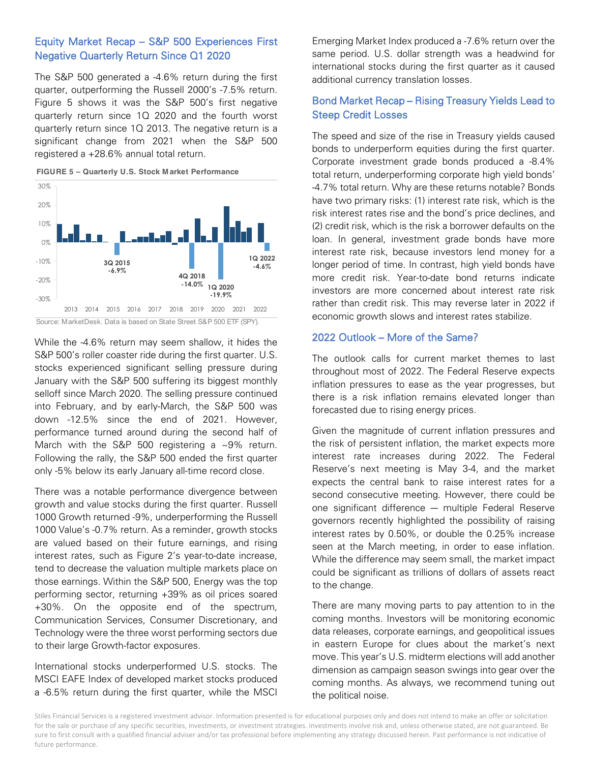## Equity Market Recap – S&P 500 Experiences First Negative Quarterly Return Since Q1 2020

The S&P 500 generated a -4.6% return during the first quarter, outperforming the Russell 2000's -7.5% return. Figure 5 shows it was the S&P 500's first negative quarterly return since 1Q 2020 and the fourth worst quarterly return since 1Q 2013. The negative return is a significant change from 2021 when the S&P 500 registered a +28.6% annual total return.

**FIGURE 5 – Quarterly U.S. Stock Market Performance**

Source: MarketDesk. Data is based on State Street S&P 500 ETF (SPY).

While the -4.6% return may seem shallow, it hides the S&P 500's roller coaster ride during the first quarter. U.S. stocks experienced significant selling pressure during January with the S&P 500 suffering its biggest monthly selloff since March 2020. The selling pressure continued into February, and by early-March, the S&P 500 was down -12.5% since the end of 2021. However, performance turned around during the second half of March with the S&P 500 registering a ~9% return. Following the rally, the S&P 500 ended the first quarter only -5% below its early January all-time record close.

There was a notable performance divergence between growth and value stocks during the first quarter. Russell 1000 Growth returned -9%, underperforming the Russell 1000 Value's -0.7% return. As a reminder, growth stocks are valued based on their future earnings, and rising interest rates, such as Figure 2's year-to-date increase, tend to decrease the valuation multiple markets place on those earnings. Within the S&P 500, Energy was the top performing sector, returning +39% as oil prices soared +30%. On the opposite end of the spectrum, Communication Services, Consumer Discretionary, and Technology were the three worst performing sectors due to their large Growth-factor exposures.

International stocks underperformed U.S. stocks. The MSCI EAFE Index of developed market stocks produced a -6.5% return during the first quarter, while the MSCI Emerging Market Index produced a -7.6% return over the same period. U.S. dollar strength was a headwind for international stocks during the first quarter as it caused additional currency translation losses.

## Bond Market Recap – Rising Treasury Yields Lead to Steep Credit Losses

The speed and size of the rise in Treasury yields caused bonds to underperform equities during the first quarter. Corporate investment grade bonds produced a -8.4% total return, underperforming corporate high yield bonds' -4.7% total return. Why are these returns notable? Bonds have two primary risks: (1) interest rate risk, which is the risk interest rates rise and the bond's price declines, and (2) credit risk, which is the risk a borrower defaults on the loan. In general, investment grade bonds have more interest rate risk, because investors lend money for a longer period of time. In contrast, high yield bonds have more credit risk. Year-to-date bond returns indicate investors are more concerned about interest rate risk rather than credit risk. This may reverse later in 2022 if economic growth slows and interest rates stabilize.

## 2022 Outlook – More of the Same?

The outlook calls for current market themes to last throughout most of 2022. The Federal Reserve expects inflation pressures to ease as the year progresses, but there is a risk inflation remains elevated longer than forecasted due to rising energy prices.

Given the magnitude of current inflation pressures and the risk of persistent inflation, the market expects more interest rate increases during 2022. The Federal Reserve's next meeting is May 3-4, and the market expects the central bank to raise interest rates for a second consecutive meeting. However, there could be one significant difference — multiple Federal Reserve governors recently highlighted the possibility of raising interest rates by 0.50%, or double the 0.25% increase seen at the March meeting, in order to ease inflation. While the difference may seem small, the market impact could be significant as trillions of dollars of assets react to the change.

There are many moving parts to pay attention to in the coming months. Investors will be monitoring economic data releases, corporate earnings, and geopolitical issues in eastern Europe for clues about the market's next move. This year's U.S. midterm elections will add another dimension as campaign season swings into gear over the coming months. As always, we recommend tuning out the political noise.

Stiles Financial Services is a registered investment advisor. Information presented is for educational purposes only and does not intend to make an offer or solicitation for the sale or purchase of any specific securities, investments, or investment strategies. Investments involve risk and, unless otherwise stated, are not guaranteed. Be sure to first consult with a qualified financial adviser and/or tax professional before implementing any strategy discussed herein. Past performance is not indicative of future performance.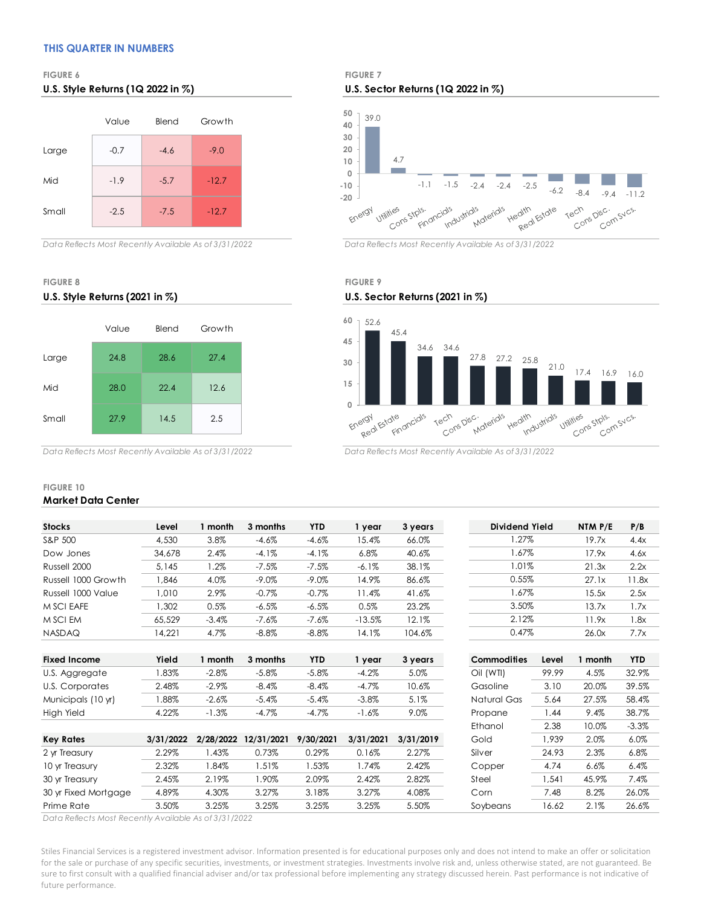## THIS QUARTER IN NUMBERS

FIGURE 6

**U.S. Style Returns (1Q 2022 in %)**

| | Value | Blend | Growth |
|---|---|---|---|
| Large | -0.7 | -4.6 | -9.0 |
| Mid | -1.9 | -5.7 | -12.7 |
| Small | -2.5 | -7.5 | -12.7 |

*Data Reflects Most Recently Available As of 3/31/2022*

FIGURE 7

**U.S. Sector Returns (1Q 2022 in %)**

50
40
30
20
10
0
-10
-20

39.0
4.7
-1.1
-1.5
-2.4
-2.4
-2.5
-6.2
-8.4
-9.4
-11.2

Energy
Utilities
Cons Stpls.
Financials
Industrials
Materials
Health
Real Estate
Tech
Cons Disc.
Com Svcs.

*Data Reflects Most Recently Available As of 3/31/2022*

FIGURE 8

**U.S. Style Returns (2021 in %)**

| | Value | Blend | Growth |
|---|---|---|---|
| Large | 24.8 | 28.6 | 27.4 |
| Mid | 28.0 | 22.4 | 12.6 |
| Small | 27.9 | 14.5 | 2.5 |

*Data Reflects Most Recently Available As of 3/31/2022*

FIGURE 9

**U.S. Sector Returns (2021 in %)**

60
45
30
15
0

52.6
45.4
34.6
34.6
27.8
27.2
25.8
21.0
17.4
16.9
16.0

Energy
Real Estate
Financials
Tech
Cons Disc.
Materials
Health
Industrials
Utilities
Cons Stpls.
Com Svcs.

*Data Reflects Most Recently Available As of 3/31/2022*

FIGURE 10

**Market Data Center**

| Stocks | Level | 1 month | 3 months | YTD | 1 year | 3 years | Dividend Yield | NTM P/E | P/B |
|---|---|---|---|---|---|---|---|---|---|
| S&P 500 | 4,530 | 3.8% | -4.6% | -4.6% | 15.4% | 66.0% | 1.27% | 19.7x | 4.4x |
| Dow Jones | 34,678 | 2.4% | -4.1% | -4.1% | 6.8% | 40.6% | 1.67% | 17.9x | 4.6x |
| Russell 2000 | 5,145 | 1.2% | -7.5% | -7.5% | -6.1% | 38.1% | 1.01% | 21.3x | 2.2x |
| Russell 1000 Growth | 1,846 | 4.0% | -9.0% | -9.0% | 14.9% | 86.6% | 0.55% | 27.1x | 11.8x |
| Russell 1000 Value | 1,010 | 2.9% | -0.7% | -0.7% | 11.4% | 41.6% | 1.67% | 15.5x | 2.5x |
| MSCI EAFE | 1,302 | 0.5% | -6.5% | -6.5% | 0.5% | 23.2% | 3.50% | 13.7x | 1.7x |
| MSCI EM | 65,529 | -3.4% | -7.6% | -7.6% | -13.5% | 12.1% | 2.12% | 11.9x | 1.8x |
| NASDAQ | 14,221 | 4.7% | -8.8% | -8.8% | 14.1% | 104.6% | 0.47% | 26.0x | 7.7x |

| Fixed Income | Yield | 1 month | 3 months | YTD | 1 year | 3 years |
|---|---|---|---|---|---|---|
| U.S. Aggregate | 1.83% | -2.8% | -5.8% | -5.8% | -4.2% | 5.0% |
| U.S. Corporates | 2.48% | -2.9% | -8.4% | -8.4% | -4.7% | 10.6% |
| Municipals (10 yr) | 1.88% | -2.6% | -5.4% | -5.4% | -3.8% | 5.1% |
| High Yield | 4.22% | -1.3% | -4.7% | -4.7% | -1.6% | 9.0% |

| Key Rates | 3/31/2022 | 2/28/2022 | 12/31/2021 | 9/30/2021 | 3/31/2021 | 3/31/2019 |
|---|---|---|---|---|---|---|
| 2 yr Treasury | 2.29% | 1.43% | 0.73% | 0.29% | 0.16% | 2.27% |
| 10 yr Treasury | 2.32% | 1.84% | 1.51% | 1.53% | 1.74% | 2.42% |
| 30 yr Treasury | 2.45% | 2.19% | 1.90% | 2.09% | 2.42% | 2.82% |
| 30 yr Fixed Mortgage | 4.89% | 4.30% | 3.27% | 3.18% | 3.27% | 4.08% |
| Prime Rate | 3.50% | 3.25% | 3.25% | 3.25% | 3.25% | 5.50% |

| Commodities | Level | 1 month | YTD |
|---|---|---|---|
| Oil (WTI) | 99.99 | 4.5% | 32.9% |
| Gasoline | 3.10 | 20.0% | 39.5% |
| Natural Gas | 5.64 | 27.5% | 58.4% |
| Propane | 1.44 | 9.4% | 38.7% |
| Ethanol | 2.38 | 10.0% | -3.3% |
| Gold | 1,939 | 2.0% | 6.0% |
| Silver | 24.93 | 2.3% | 6.8% |
| Copper | 4.74 | 6.6% | 6.4% |
| Steel | 1,541 | 45.9% | 7.4% |
| Corn | 7.48 | 8.2% | 26.0% |
| Soybeans | 16.62 | 2.1% | 26.6% |

*Data Reflects Most Recently Available As of 3/31/2022*

Stiles Financial Services is a registered investment advisor. Information presented is for educational purposes only and does not intend to make an offer or solicitation for the sale or purchase of any specific securities, investments, or investment strategies. Investments involve risk and, unless otherwise stated, are not guaranteed. Be sure to first consult with a qualified financial adviser and/or tax professional before implementing any strategy discussed herein. Past performance is not indicative of future performance.